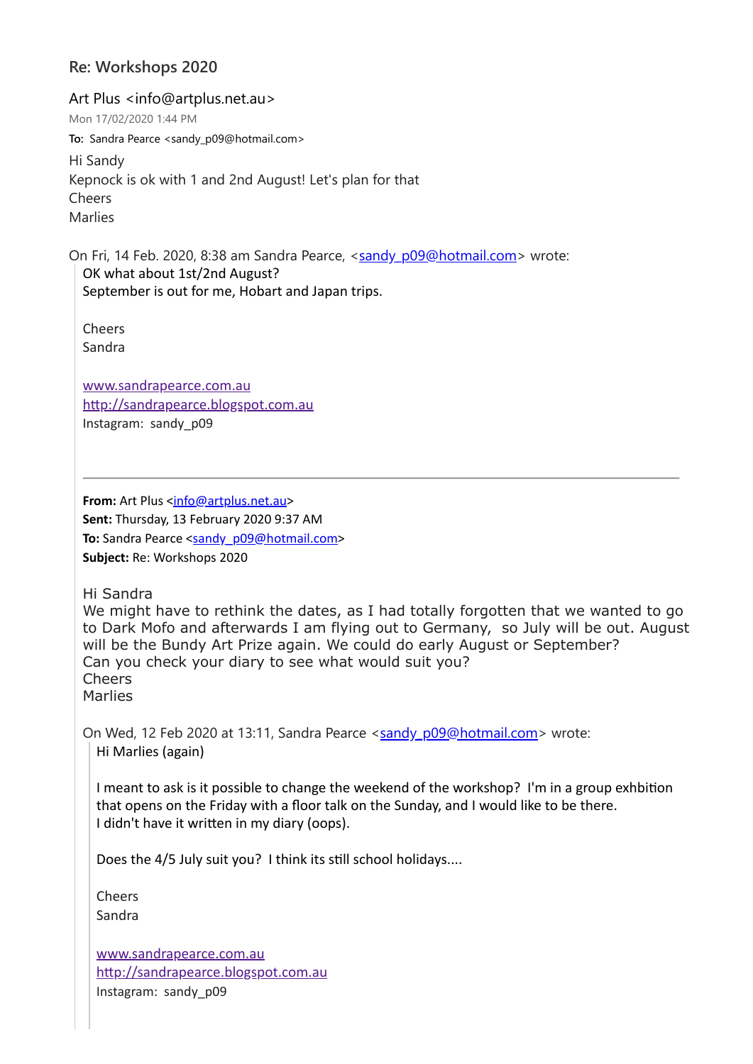## Re: Workshops 2020

Art Plus <info@artplus.net.au>

Mon 17/02/2020 1:44 PM

**To:** Sandra Pearce <sandy_p09@hotmail.com>

Hi Sandy
Kepnock is ok with 1 and 2nd August! Let's plan for that
Cheers
Marlies

On Fri, 14 Feb. 2020, 8:38 am Sandra Pearce, <sandy_p09@hotmail.com> wrote:

> OK what about 1st/2nd August?
> September is out for me, Hobart and Japan trips.
>
> Cheers
> Sandra
>
> www.sandrapearce.com.au
> http://sandrapearce.blogspot.com.au
> Instagram: sandy_p09
>
> ---
>
> **From:** Art Plus <info@artplus.net.au>
> **Sent:** Thursday, 13 February 2020 9:37 AM
> **To:** Sandra Pearce <sandy_p09@hotmail.com>
> **Subject:** Re: Workshops 2020
>
> Hi Sandra
> We might have to rethink the dates, as I had totally forgotten that we wanted to go to Dark Mofo and afterwards I am flying out to Germany, so July will be out. August will be the Bundy Art Prize again. We could do early August or September?
> Can you check your diary to see what would suit you?
> Cheers
> Marlies
>
> On Wed, 12 Feb 2020 at 13:11, Sandra Pearce <sandy_p09@hotmail.com> wrote:
>
> > Hi Marlies (again)
> >
> > I meant to ask is it possible to change the weekend of the workshop? I'm in a group exhbition that opens on the Friday with a floor talk on the Sunday, and I would like to be there.
> > I didn't have it written in my diary (oops).
> >
> > Does the 4/5 July suit you? I think its still school holidays....
> >
> > Cheers
> > Sandra
> >
> > www.sandrapearce.com.au
> > http://sandrapearce.blogspot.com.au
> > Instagram: sandy_p09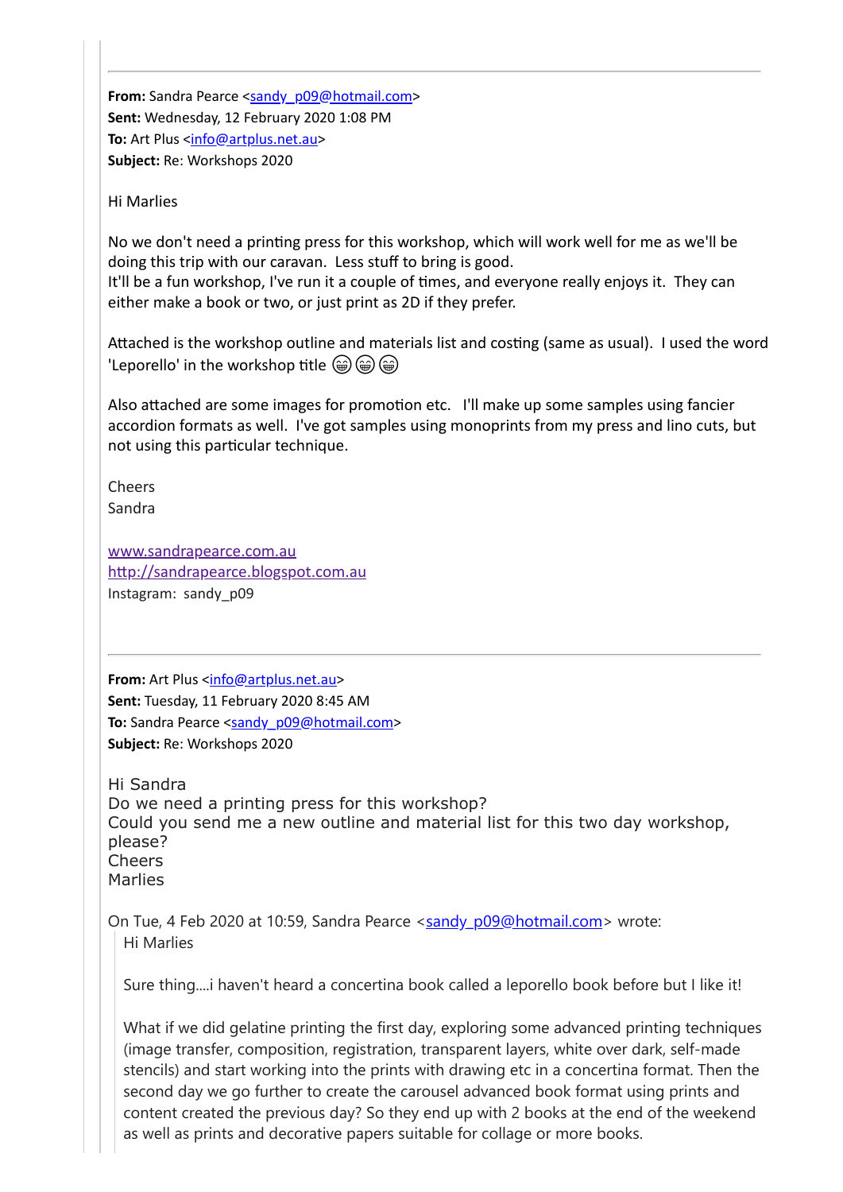---

**From:** Sandra Pearce <sandy_p09@hotmail.com>
**Sent:** Wednesday, 12 February 2020 1:08 PM
**To:** Art Plus <info@artplus.net.au>
**Subject:** Re: Workshops 2020

Hi Marlies

No we don't need a printing press for this workshop, which will work well for me as we'll be doing this trip with our caravan. Less stuff to bring is good.
It'll be a fun workshop, I've run it a couple of times, and everyone really enjoys it. They can either make a book or two, or just print as 2D if they prefer.

Attached is the workshop outline and materials list and costing (same as usual). I used the word 'Leporello' in the workshop title 😁😁😁

Also attached are some images for promotion etc. I'll make up some samples using fancier accordion formats as well. I've got samples using monoprints from my press and lino cuts, but not using this particular technique.

Cheers
Sandra

www.sandrapearce.com.au
http://sandrapearce.blogspot.com.au
Instagram: sandy_p09

---

**From:** Art Plus <info@artplus.net.au>
**Sent:** Tuesday, 11 February 2020 8:45 AM
**To:** Sandra Pearce <sandy_p09@hotmail.com>
**Subject:** Re: Workshops 2020

Hi Sandra
Do we need a printing press for this workshop?
Could you send me a new outline and material list for this two day workshop, please?
Cheers
Marlies

On Tue, 4 Feb 2020 at 10:59, Sandra Pearce <sandy_p09@hotmail.com> wrote:

> Hi Marlies
>
> Sure thing....i haven't heard a concertina book called a leporello book before but I like it!
>
> What if we did gelatine printing the first day, exploring some advanced printing techniques (image transfer, composition, registration, transparent layers, white over dark, self-made stencils) and start working into the prints with drawing etc in a concertina format. Then the second day we go further to create the carousel advanced book format using prints and content created the previous day? So they end up with 2 books at the end of the weekend as well as prints and decorative papers suitable for collage or more books.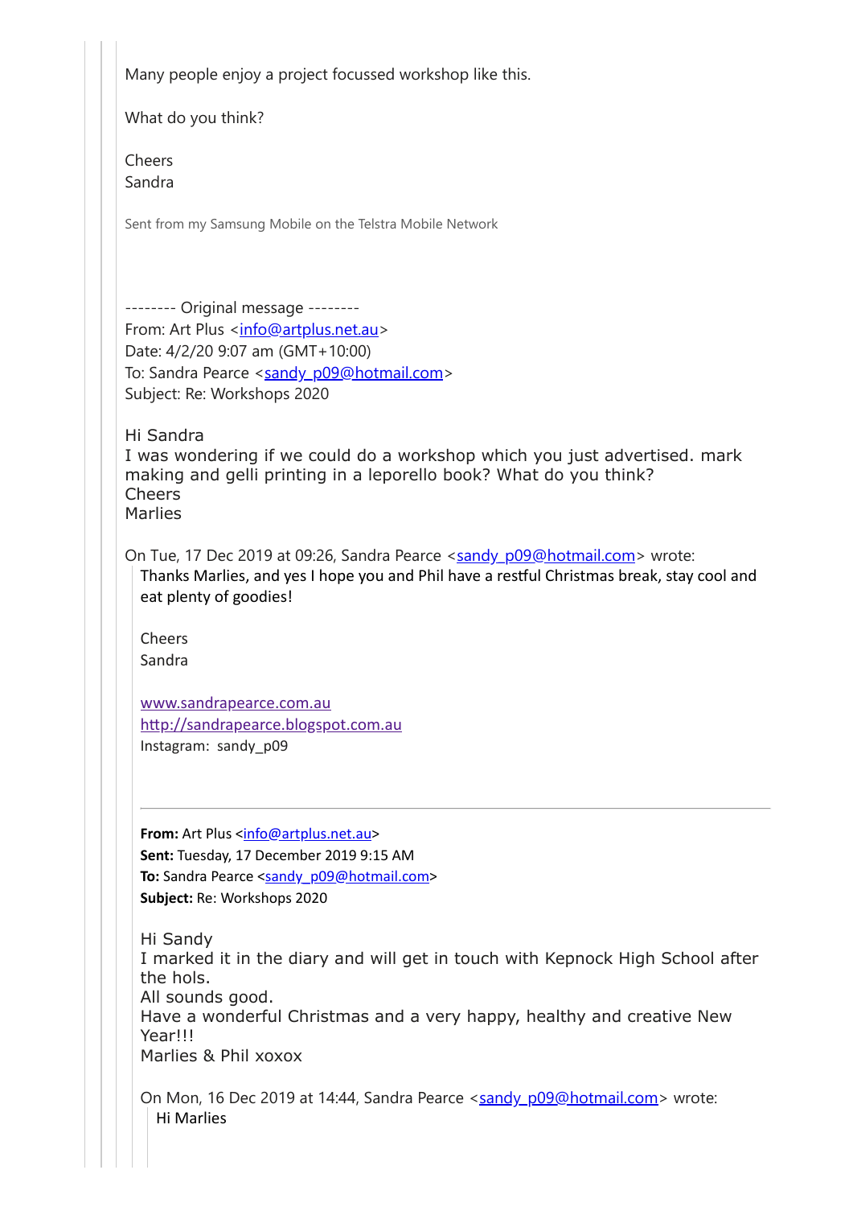Many people enjoy a project focussed workshop like this.

What do you think?

Cheers
Sandra

Sent from my Samsung Mobile on the Telstra Mobile Network

-------- Original message --------
From: Art Plus <info@artplus.net.au>
Date: 4/2/20 9:07 am (GMT+10:00)
To: Sandra Pearce <sandy_p09@hotmail.com>
Subject: Re: Workshops 2020

Hi Sandra
I was wondering if we could do a workshop which you just advertised. mark making and gelli printing in a leporello book? What do you think?
Cheers
Marlies

On Tue, 17 Dec 2019 at 09:26, Sandra Pearce <sandy_p09@hotmail.com> wrote:

> Thanks Marlies, and yes I hope you and Phil have a restful Christmas break, stay cool and eat plenty of goodies!
>
> Cheers
> Sandra
>
> www.sandrapearce.com.au
> http://sandrapearce.blogspot.com.au
> Instagram: sandy_p09
>
> ---
>
> **From:** Art Plus <info@artplus.net.au>
> **Sent:** Tuesday, 17 December 2019 9:15 AM
> **To:** Sandra Pearce <sandy_p09@hotmail.com>
> **Subject:** Re: Workshops 2020
>
> Hi Sandy
> I marked it in the diary and will get in touch with Kepnock High School after the hols.
> All sounds good.
> Have a wonderful Christmas and a very happy, healthy and creative New Year!!!
> Marlies & Phil xoxox
>
> On Mon, 16 Dec 2019 at 14:44, Sandra Pearce <sandy_p09@hotmail.com> wrote:
>
> > Hi Marlies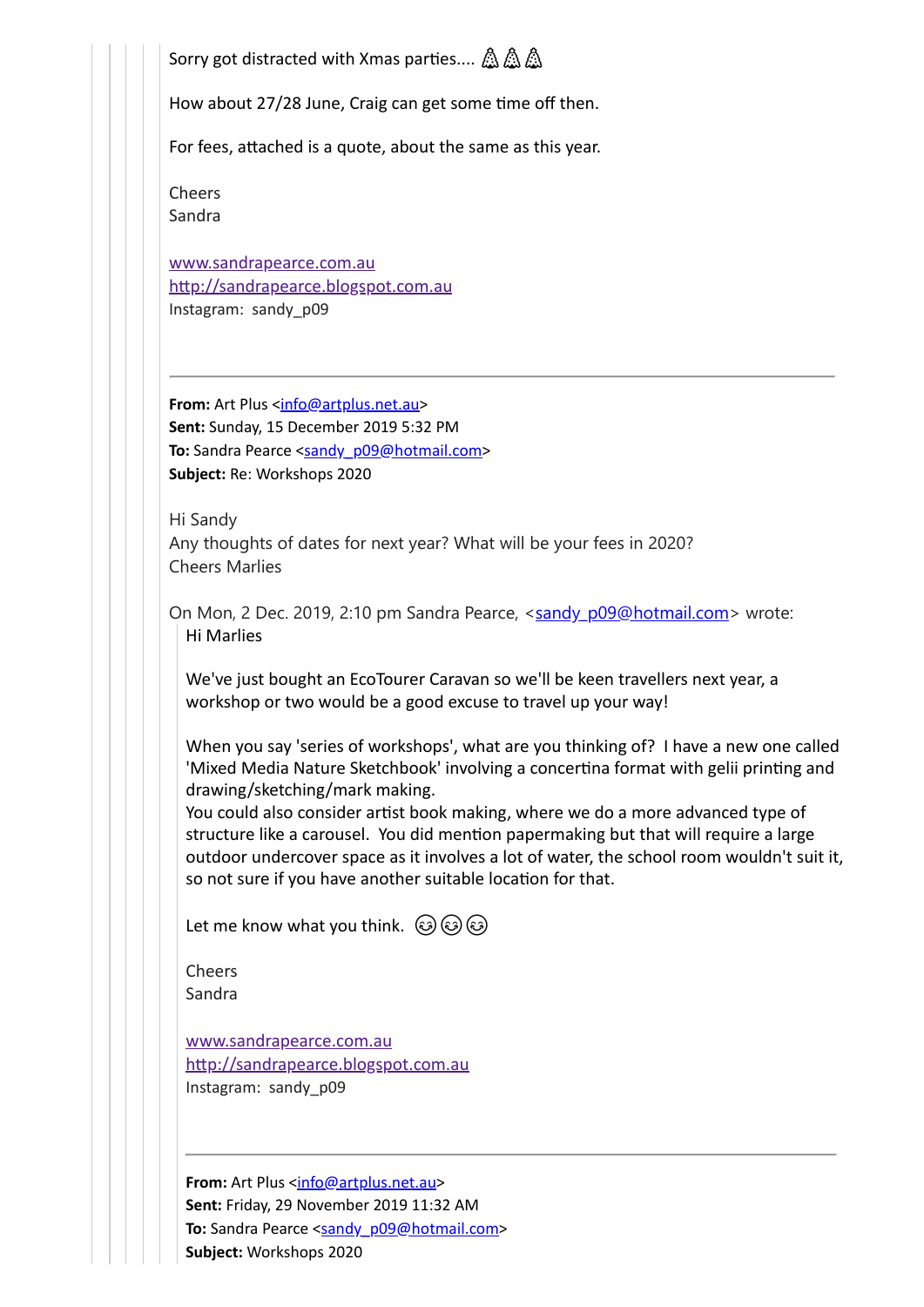Sorry got distracted with Xmas parties.... 🎄🎄🎄

How about 27/28 June, Craig can get some time off then.

For fees, attached is a quote, about the same as this year.

Cheers
Sandra

www.sandrapearce.com.au
http://sandrapearce.blogspot.com.au
Instagram: sandy_p09

---

**From:** Art Plus <info@artplus.net.au>
**Sent:** Sunday, 15 December 2019 5:32 PM
**To:** Sandra Pearce <sandy_p09@hotmail.com>
**Subject:** Re: Workshops 2020

Hi Sandy
Any thoughts of dates for next year? What will be your fees in 2020?
Cheers Marlies

On Mon, 2 Dec. 2019, 2:10 pm Sandra Pearce, <sandy_p09@hotmail.com> wrote:

> Hi Marlies
>
> We've just bought an EcoTourer Caravan so we'll be keen travellers next year, a workshop or two would be a good excuse to travel up your way!
>
> When you say 'series of workshops', what are you thinking of? I have a new one called 'Mixed Media Nature Sketchbook' involving a concertina format with gelii printing and drawing/sketching/mark making.
> You could also consider artist book making, where we do a more advanced type of structure like a carousel. You did mention papermaking but that will require a large outdoor undercover space as it involves a lot of water, the school room wouldn't suit it, so not sure if you have another suitable location for that.
>
> Let me know what you think. 😉😉😉
>
> Cheers
> Sandra
>
> www.sandrapearce.com.au
> http://sandrapearce.blogspot.com.au
> Instagram: sandy_p09
>
> ---
>
> **From:** Art Plus <info@artplus.net.au>
> **Sent:** Friday, 29 November 2019 11:32 AM
> **To:** Sandra Pearce <sandy_p09@hotmail.com>
> **Subject:** Workshops 2020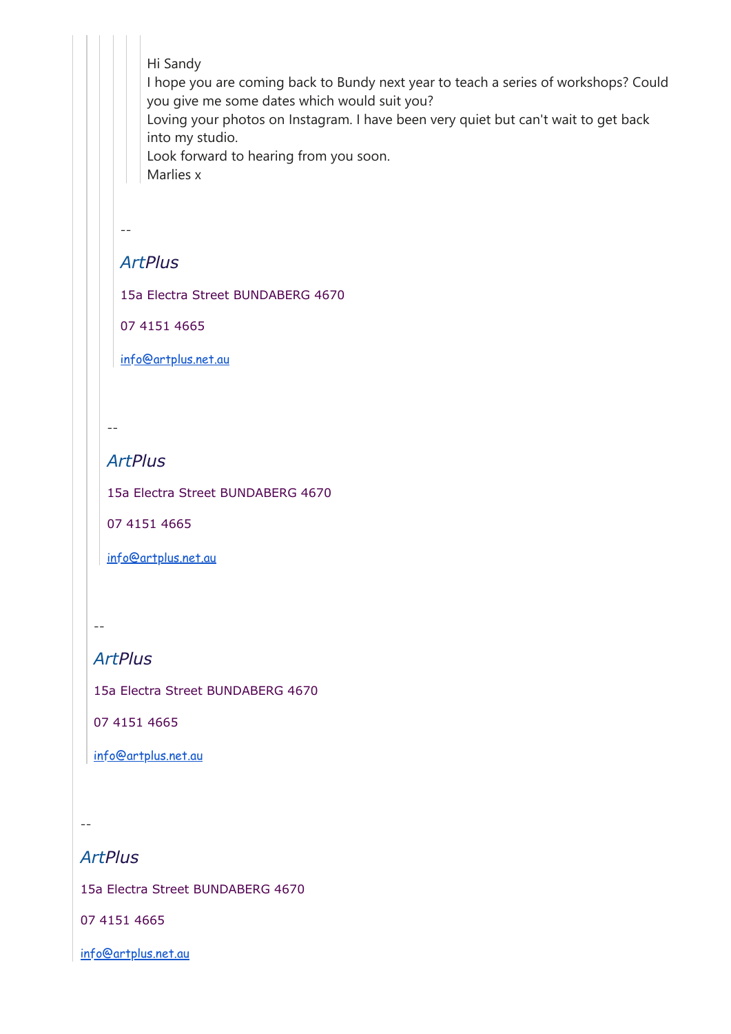Hi Sandy
I hope you are coming back to Bundy next year to teach a series of workshops? Could you give me some dates which would suit you?
Loving your photos on Instagram. I have been very quiet but can't wait to get back into my studio.
Look forward to hearing from you soon.
Marlies x

--

*ArtPlus*

15a Electra Street BUNDABERG 4670

07 4151 4665

info@artplus.net.au

--

*ArtPlus*

15a Electra Street BUNDABERG 4670

07 4151 4665

info@artplus.net.au

--

*ArtPlus*

15a Electra Street BUNDABERG 4670

07 4151 4665

info@artplus.net.au

--

*ArtPlus*

15a Electra Street BUNDABERG 4670

07 4151 4665

info@artplus.net.au